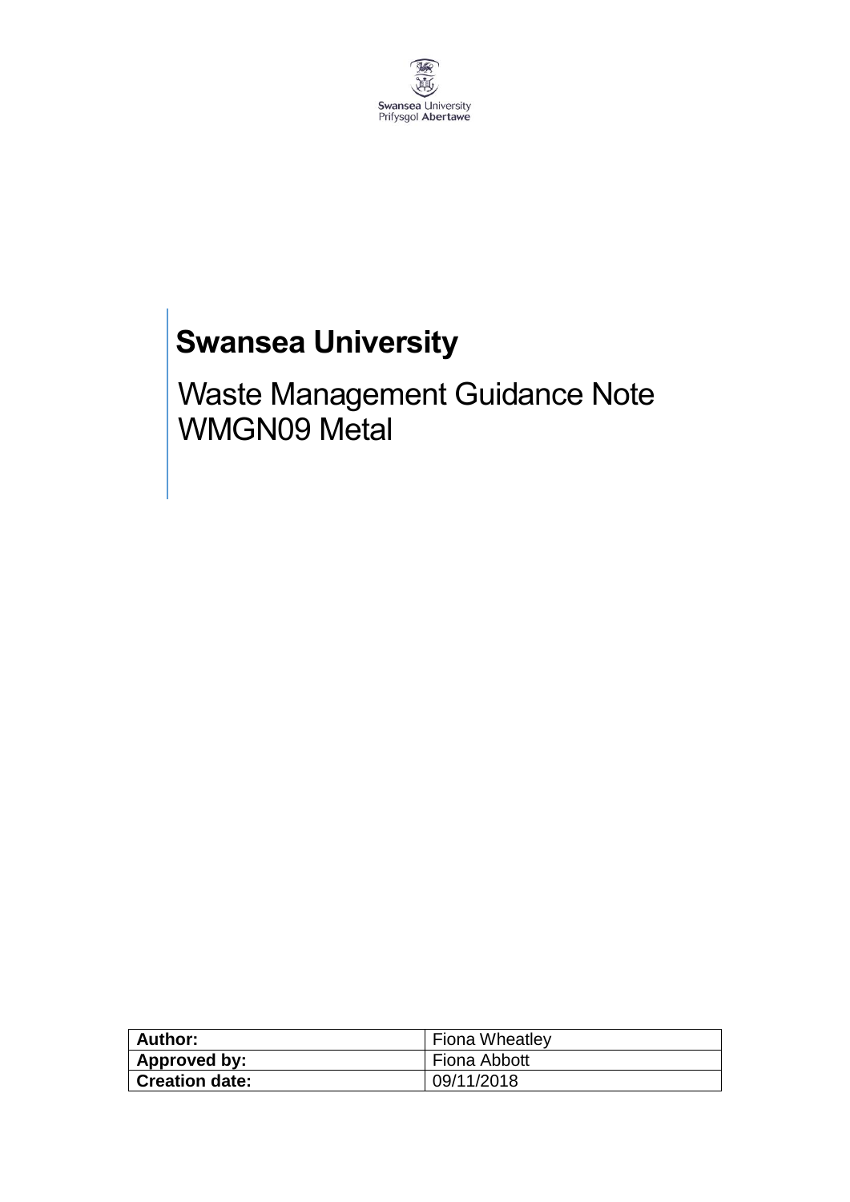Swansea University
Prifysgol Abertawe

# Swansea University

## Waste Management Guidance Note WMGN09 Metal

| **Author:** | Fiona Wheatley |
|---|---|
| **Approved by:** | Fiona Abbott |
| **Creation date:** | 09/11/2018 |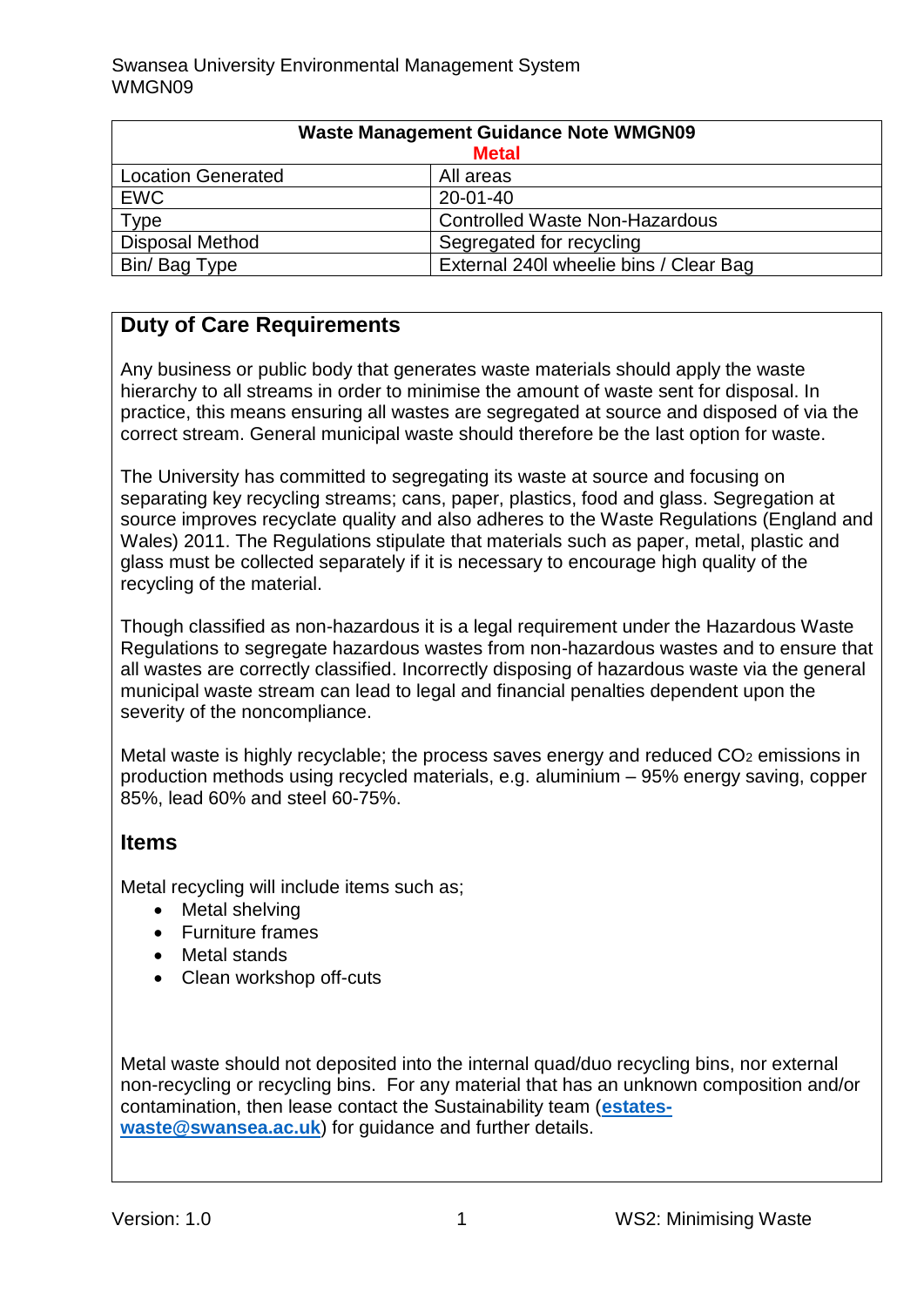| Waste Management Guidance Note WMGN09 Metal | |
|---|---|
| Location Generated | All areas |
| EWC | 20-01-40 |
| Type | Controlled Waste Non-Hazardous |
| Disposal Method | Segregated for recycling |
| Bin/ Bag Type | External 240l wheelie bins / Clear Bag |

## Duty of Care Requirements

Any business or public body that generates waste materials should apply the waste hierarchy to all streams in order to minimise the amount of waste sent for disposal. In practice, this means ensuring all wastes are segregated at source and disposed of via the correct stream. General municipal waste should therefore be the last option for waste.

The University has committed to segregating its waste at source and focusing on separating key recycling streams; cans, paper, plastics, food and glass. Segregation at source improves recyclate quality and also adheres to the Waste Regulations (England and Wales) 2011. The Regulations stipulate that materials such as paper, metal, plastic and glass must be collected separately if it is necessary to encourage high quality of the recycling of the material.

Though classified as non-hazardous it is a legal requirement under the Hazardous Waste Regulations to segregate hazardous wastes from non-hazardous wastes and to ensure that all wastes are correctly classified. Incorrectly disposing of hazardous waste via the general municipal waste stream can lead to legal and financial penalties dependent upon the severity of the noncompliance.

Metal waste is highly recyclable; the process saves energy and reduced $CO_2$ emissions in production methods using recycled materials, e.g. aluminium – 95% energy saving, copper 85%, lead 60% and steel 60-75%.

## Items

Metal recycling will include items such as;

- Metal shelving
- Furniture frames
- Metal stands
- Clean workshop off-cuts

Metal waste should not deposited into the internal quad/duo recycling bins, nor external non-recycling or recycling bins. For any material that has an unknown composition and/or contamination, then lease contact the Sustainability team (**estates-waste@swansea.ac.uk**) for guidance and further details.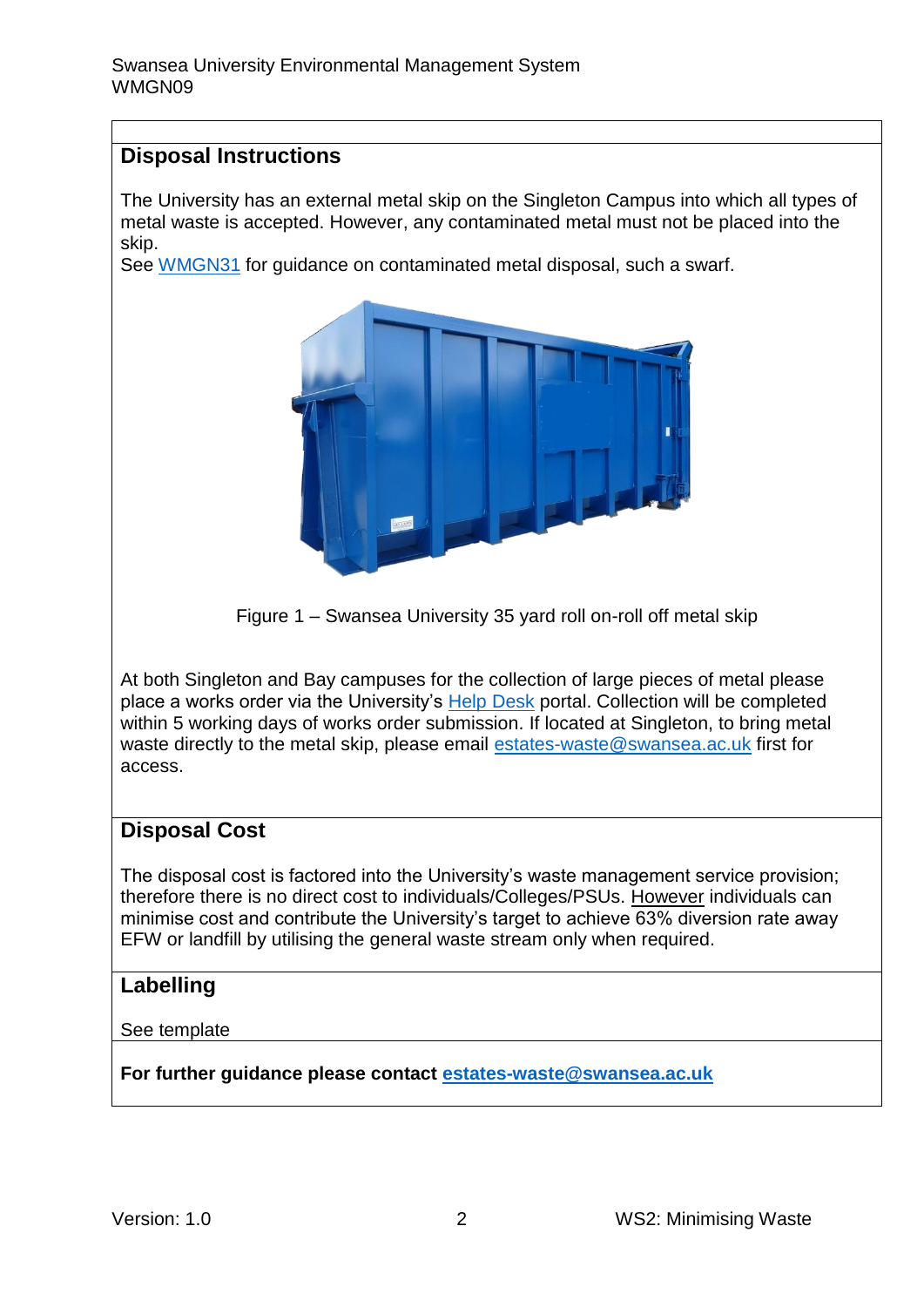## Disposal Instructions

The University has an external metal skip on the Singleton Campus into which all types of metal waste is accepted. However, any contaminated metal must not be placed into the skip.
See WMGN31 for guidance on contaminated metal disposal, such a swarf.

Figure 1 – Swansea University 35 yard roll on-roll off metal skip

At both Singleton and Bay campuses for the collection of large pieces of metal please place a works order via the University's Help Desk portal. Collection will be completed within 5 working days of works order submission. If located at Singleton, to bring metal waste directly to the metal skip, please email estates-waste@swansea.ac.uk first for access.

## Disposal Cost

The disposal cost is factored into the University's waste management service provision; therefore there is no direct cost to individuals/Colleges/PSUs. However individuals can minimise cost and contribute the University's target to achieve 63% diversion rate away EFW or landfill by utilising the general waste stream only when required.

## Labelling

See template

**For further guidance please contact estates-waste@swansea.ac.uk**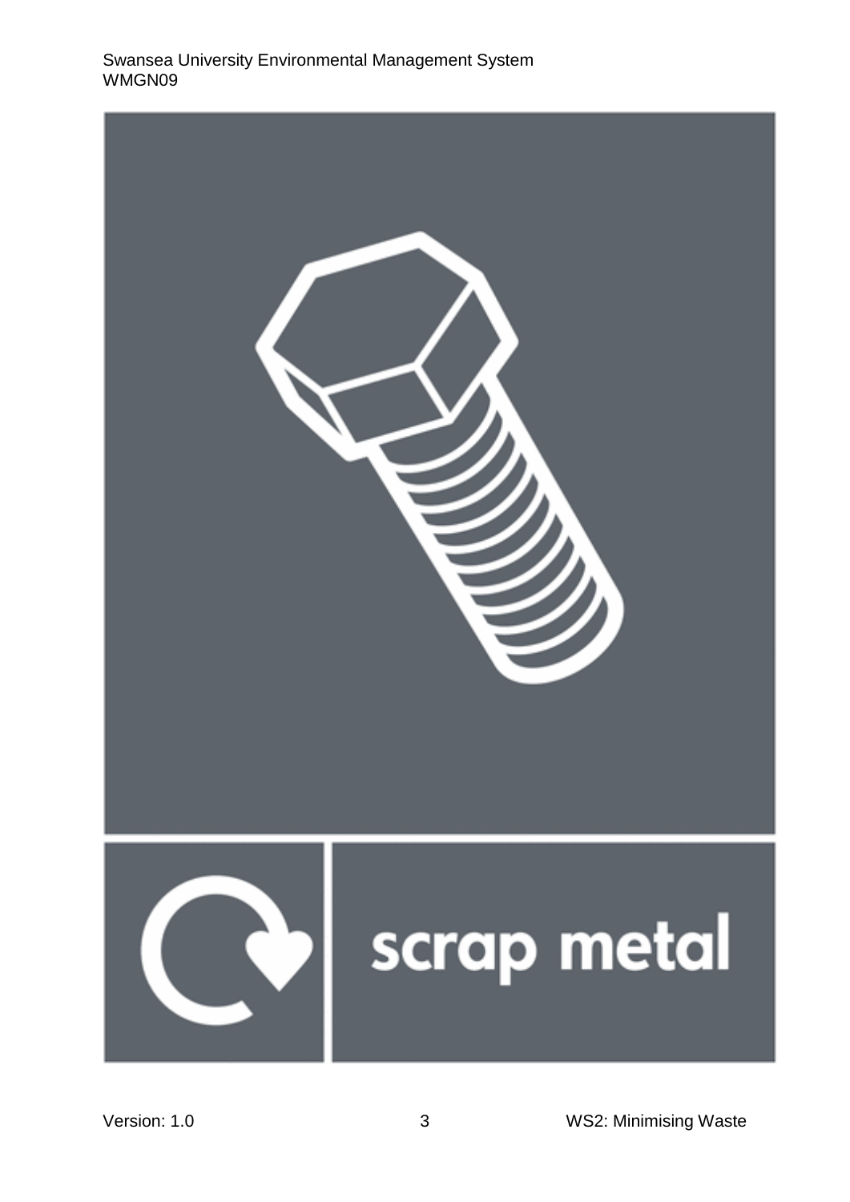scrap metal